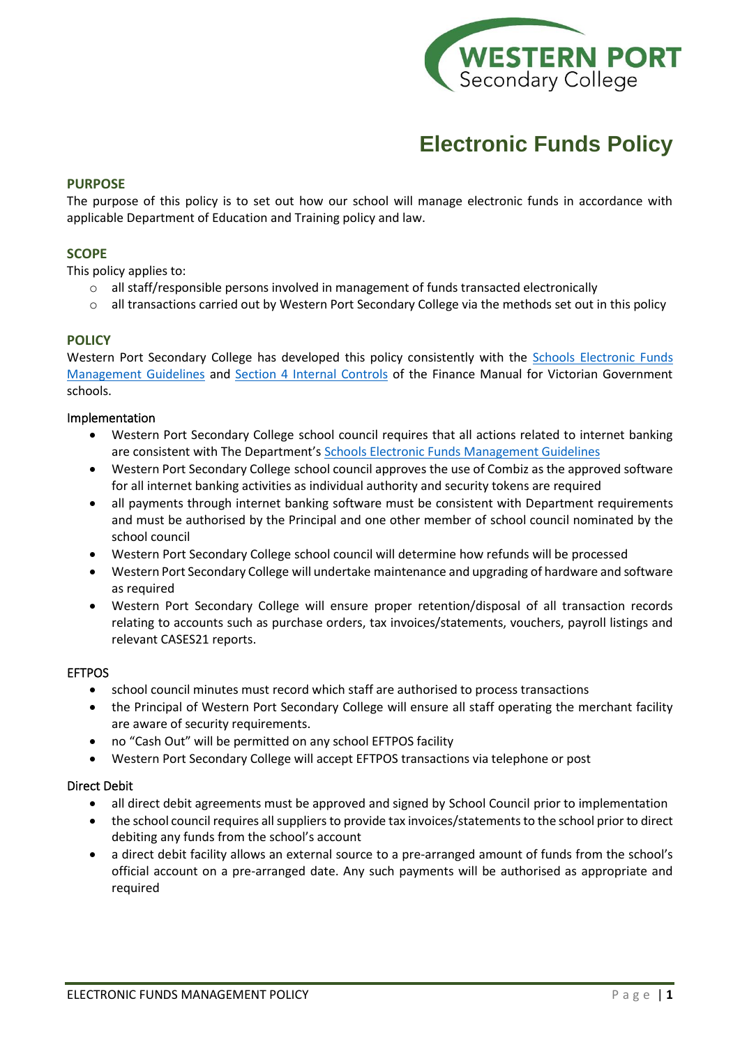# Electronic Funds Policy

## PURPOSE

The purpose of this policy is to set out how our school will manage electronic funds in accordance with applicable Department of Education and Training policy and law.

## SCOPE

This policy applies to:

- all staff/responsible persons involved in management of funds transacted electronically
- all transactions carried out by Western Port Secondary College via the methods set out in this policy

## POLICY

Western Port Secondary College has developed this policy consistently with the [Schools Electronic Funds Management Guidelines]() and [Section 4 Internal Controls]() of the Finance Manual for Victorian Government schools.

### Implementation

- Western Port Secondary College school council requires that all actions related to internet banking are consistent with The Department's [Schools Electronic Funds Management Guidelines]()
- Western Port Secondary College school council approves the use of Combiz as the approved software for all internet banking activities as individual authority and security tokens are required
- all payments through internet banking software must be consistent with Department requirements and must be authorised by the Principal and one other member of school council nominated by the school council
- Western Port Secondary College school council will determine how refunds will be processed
- Western Port Secondary College will undertake maintenance and upgrading of hardware and software as required
- Western Port Secondary College will ensure proper retention/disposal of all transaction records relating to accounts such as purchase orders, tax invoices/statements, vouchers, payroll listings and relevant CASES21 reports.

### EFTPOS

- school council minutes must record which staff are authorised to process transactions
- the Principal of Western Port Secondary College will ensure all staff operating the merchant facility are aware of security requirements.
- no "Cash Out" will be permitted on any school EFTPOS facility
- Western Port Secondary College will accept EFTPOS transactions via telephone or post

### Direct Debit

- all direct debit agreements must be approved and signed by School Council prior to implementation
- the school council requires all suppliers to provide tax invoices/statements to the school prior to direct debiting any funds from the school's account
- a direct debit facility allows an external source to a pre-arranged amount of funds from the school's official account on a pre-arranged date. Any such payments will be authorised as appropriate and required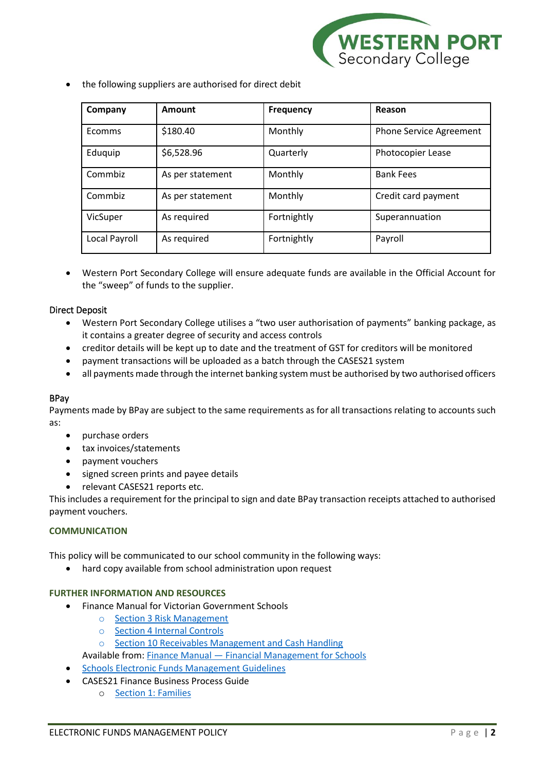- the following suppliers are authorised for direct debit

| Company | Amount | Frequency | Reason |
| --- | --- | --- | --- |
| Ecomms | $180.40 | Monthly | Phone Service Agreement |
| Eduquip | $6,528.96 | Quarterly | Photocopier Lease |
| Commbiz | As per statement | Monthly | Bank Fees |
| Commbiz | As per statement | Monthly | Credit card payment |
| VicSuper | As required | Fortnightly | Superannuation |
| Local Payroll | As required | Fortnightly | Payroll |

- Western Port Secondary College will ensure adequate funds are available in the Official Account for the "sweep" of funds to the supplier.

Direct Deposit

- Western Port Secondary College utilises a "two user authorisation of payments" banking package, as it contains a greater degree of security and access controls
- creditor details will be kept up to date and the treatment of GST for creditors will be monitored
- payment transactions will be uploaded as a batch through the CASES21 system
- all payments made through the internet banking system must be authorised by two authorised officers

BPay

Payments made by BPay are subject to the same requirements as for all transactions relating to accounts such as:

- purchase orders
- tax invoices/statements
- payment vouchers
- signed screen prints and payee details
- relevant CASES21 reports etc.

This includes a requirement for the principal to sign and date BPay transaction receipts attached to authorised payment vouchers.

## COMMUNICATION

This policy will be communicated to our school community in the following ways:

- hard copy available from school administration upon request

## FURTHER INFORMATION AND RESOURCES

- Finance Manual for Victorian Government Schools
  - Section 3 Risk Management
  - Section 4 Internal Controls
  - Section 10 Receivables Management and Cash Handling

  Available from: Finance Manual — Financial Management for Schools
- Schools Electronic Funds Management Guidelines
- CASES21 Finance Business Process Guide
  - Section 1: Families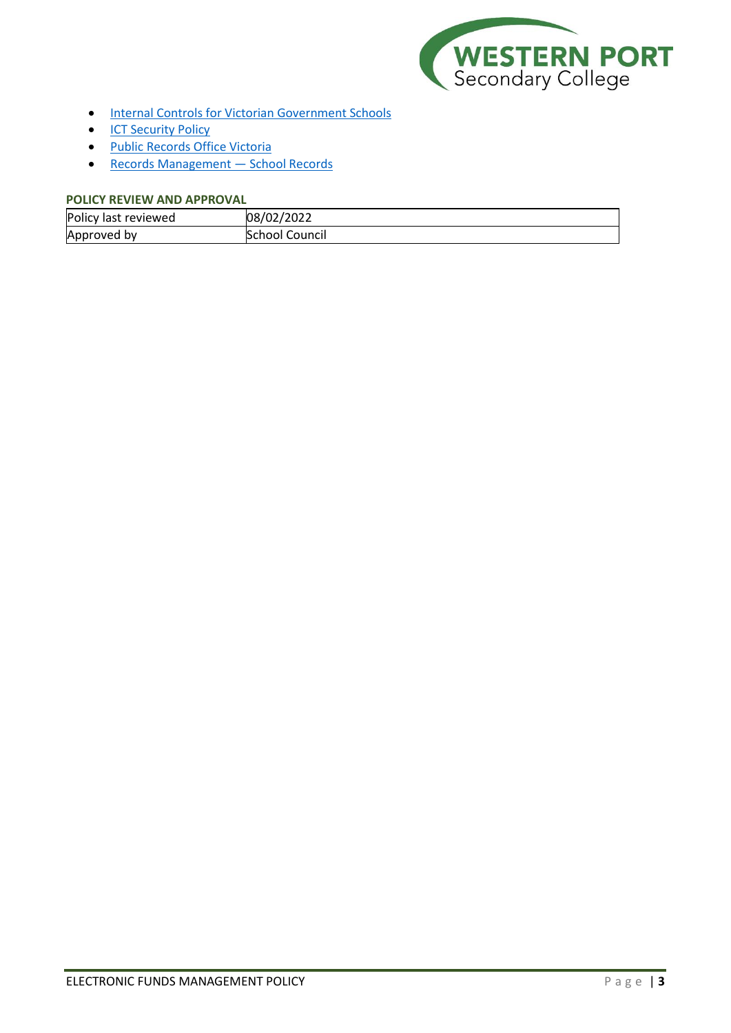- Internal Controls for Victorian Government Schools
- ICT Security Policy
- Public Records Office Victoria
- Records Management — School Records

**POLICY REVIEW AND APPROVAL**

| | |
|---|---|
| Policy last reviewed | 08/02/2022 |
| Approved by | School Council |